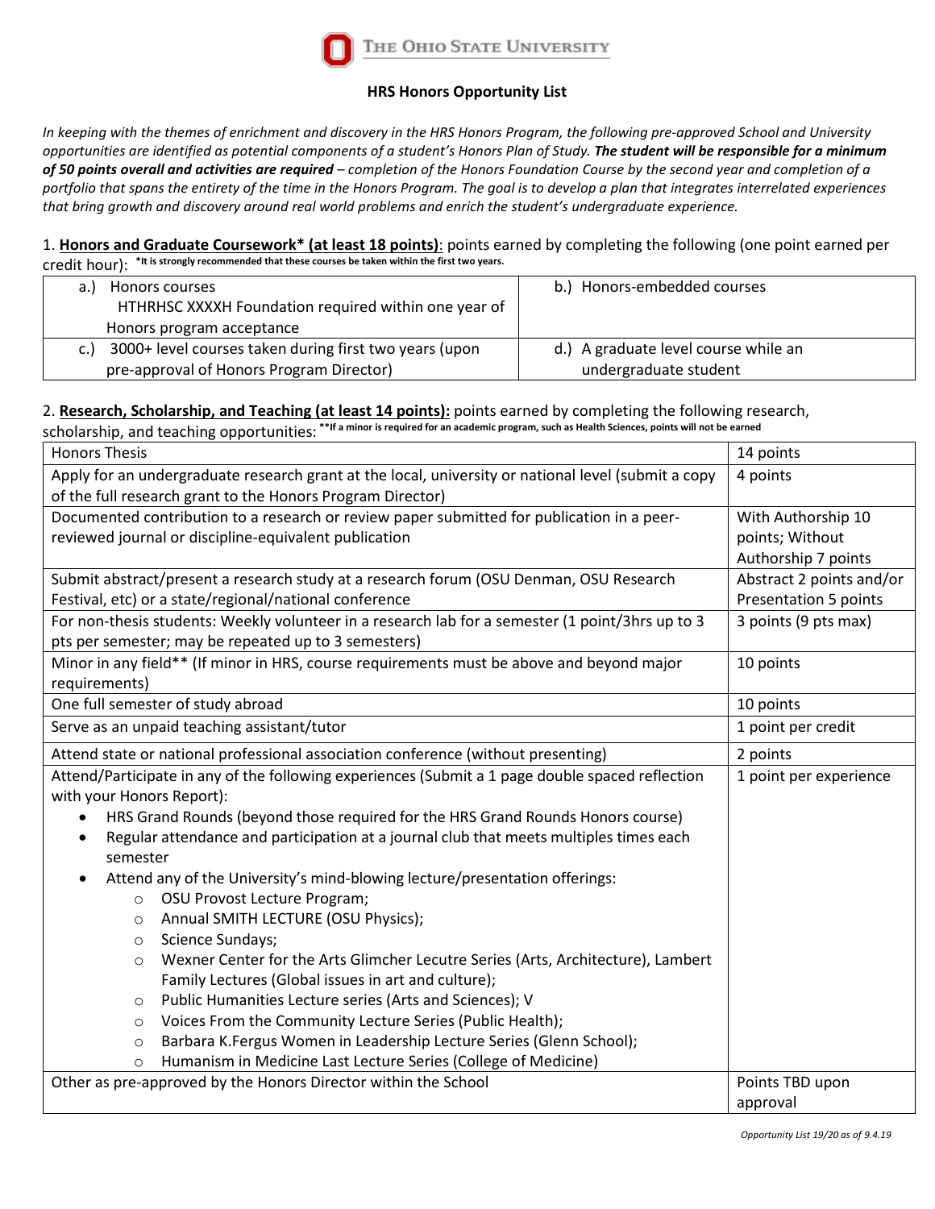THE OHIO STATE UNIVERSITY

## HRS Honors Opportunity List

*In keeping with the themes of enrichment and discovery in the HRS Honors Program, the following pre-approved School and University opportunities are identified as potential components of a student's Honors Plan of Study.* ***The student will be responsible for a minimum of 50 points overall and activities are required*** *– completion of the Honors Foundation Course by the second year and completion of a portfolio that spans the entirety of the time in the Honors Program. The goal is to develop a plan that integrates interrelated experiences that bring growth and discovery around real world problems and enrich the student's undergraduate experience.*

1. **Honors and Graduate Coursework\* (at least 18 points)**: points earned by completing the following (one point earned per credit hour): **\*It is strongly recommended that these courses be taken within the first two years.**

| | |
|---|---|
| a.) Honors courses<br>HTHRHSC XXXXH Foundation required within one year of Honors program acceptance | b.) Honors-embedded courses |
| c.) 3000+ level courses taken during first two years (upon pre-approval of Honors Program Director) | d.) A graduate level course while an undergraduate student |

2. **Research, Scholarship, and Teaching (at least 14 points):** points earned by completing the following research, scholarship, and teaching opportunities: **\*\*If a minor is required for an academic program, such as Health Sciences, points will not be earned**

| | |
|---|---|
| Honors Thesis | 14 points |
| Apply for an undergraduate research grant at the local, university or national level (submit a copy of the full research grant to the Honors Program Director) | 4 points |
| Documented contribution to a research or review paper submitted for publication in a peer-reviewed journal or discipline-equivalent publication | With Authorship 10 points; Without Authorship 7 points |
| Submit abstract/present a research study at a research forum (OSU Denman, OSU Research Festival, etc) or a state/regional/national conference | Abstract 2 points and/or Presentation 5 points |
| For non-thesis students: Weekly volunteer in a research lab for a semester (1 point/3hrs up to 3 pts per semester; may be repeated up to 3 semesters) | 3 points (9 pts max) |
| Minor in any field\*\* (If minor in HRS, course requirements must be above and beyond major requirements) | 10 points |
| One full semester of study abroad | 10 points |
| Serve as an unpaid teaching assistant/tutor | 1 point per credit |
| Attend state or national professional association conference (without presenting) | 2 points |
| Attend/Participate in any of the following experiences (Submit a 1 page double spaced reflection with your Honors Report):<br>• HRS Grand Rounds (beyond those required for the HRS Grand Rounds Honors course)<br>• Regular attendance and participation at a journal club that meets multiples times each semester<br>• Attend any of the University's mind-blowing lecture/presentation offerings:<br>○ OSU Provost Lecture Program;<br>○ Annual SMITH LECTURE (OSU Physics);<br>○ Science Sundays;<br>○ Wexner Center for the Arts Glimcher Lecutre Series (Arts, Architecture), Lambert Family Lectures (Global issues in art and culture);<br>○ Public Humanities Lecture series (Arts and Sciences); V<br>○ Voices From the Community Lecture Series (Public Health);<br>○ Barbara K.Fergus Women in Leadership Lecture Series (Glenn School);<br>○ Humanism in Medicine Last Lecture Series (College of Medicine) | 1 point per experience |
| Other as pre-approved by the Honors Director within the School | Points TBD upon approval |

*Opportunity List 19/20 as of 9.4.19*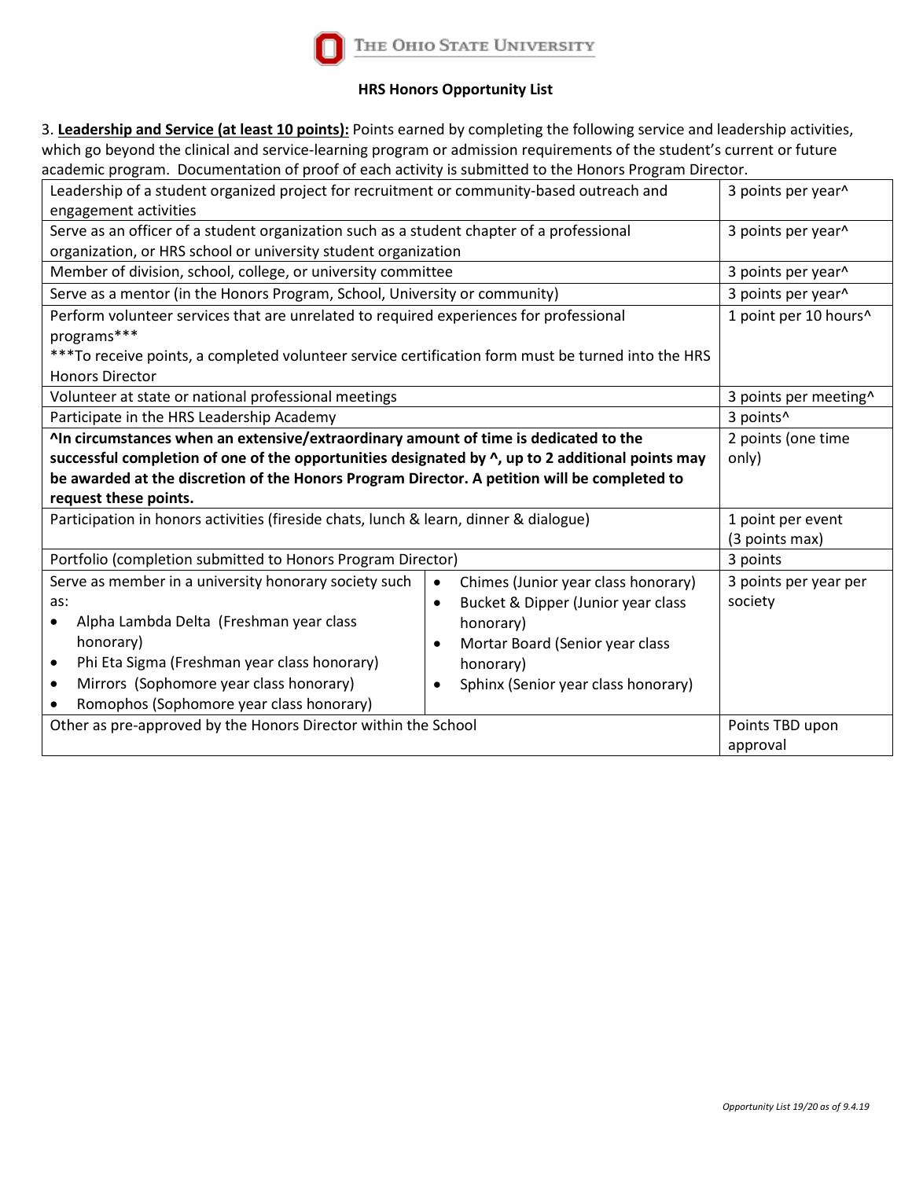**HRS Honors Opportunity List**

3. **Leadership and Service (at least 10 points):** Points earned by completing the following service and leadership activities, which go beyond the clinical and service-learning program or admission requirements of the student's current or future academic program. Documentation of proof of each activity is submitted to the Honors Program Director.

| | |
|---|---|
| Leadership of a student organized project for recruitment or community-based outreach and engagement activities | 3 points per year^ |
| Serve as an officer of a student organization such as a student chapter of a professional organization, or HRS school or university student organization | 3 points per year^ |
| Member of division, school, college, or university committee | 3 points per year^ |
| Serve as a mentor (in the Honors Program, School, University or community) | 3 points per year^ |
| Perform volunteer services that are unrelated to required experiences for professional programs*** <br> ***To receive points, a completed volunteer service certification form must be turned into the HRS Honors Director | 1 point per 10 hours^ |
| Volunteer at state or national professional meetings | 3 points per meeting^ |
| Participate in the HRS Leadership Academy | 3 points^ |
| **^In circumstances when an extensive/extraordinary amount of time is dedicated to the successful completion of one of the opportunities designated by ^, up to 2 additional points may be awarded at the discretion of the Honors Program Director. A petition will be completed to request these points.** | 2 points (one time only) |
| Participation in honors activities (fireside chats, lunch & learn, dinner & dialogue) | 1 point per event (3 points max) |
| Portfolio (completion submitted to Honors Program Director) | 3 points |
| Serve as member in a university honorary society such as: <br> • Alpha Lambda Delta (Freshman year class honorary) <br> • Phi Eta Sigma (Freshman year class honorary) <br> • Mirrors (Sophomore year class honorary) <br> • Romophos (Sophomore year class honorary) <br> • Chimes (Junior year class honorary) <br> • Bucket & Dipper (Junior year class honorary) <br> • Mortar Board (Senior year class honorary) <br> • Sphinx (Senior year class honorary) | 3 points per year per society |
| Other as pre-approved by the Honors Director within the School | Points TBD upon approval |

*Opportunity List 19/20 as of 9.4.19*